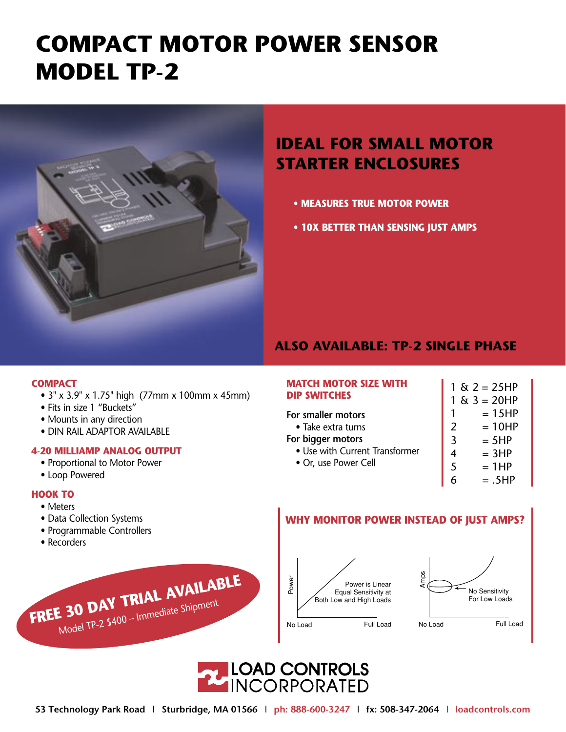# COMPACT MOTOR POWER SENSOR MODEL TP-2

## IDEAL FOR SMALL MOTOR STARTER ENCLOSURES

- **MEASURES TRUE MOTOR POWER**
- **10X BETTER THAN SENSING JUST AMPS**

### ALSO AVAILABLE: TP-2 SINGLE PHASE

### COMPACT

- 3" x 3.9" x 1.75" high (77mm x 100mm x 45mm)
- Fits in size 1 "Buckets"
- Mounts in any direction
- DIN RAIL ADAPTOR AVAILABLE

### 4-20 MILLIAMP ANALOG OUTPUT

- Proportional to Motor Power
- Loop Powered

### HOOK TO

- Meters
- Data Collection Systems
- Programmable Controllers
- Recorders

### MATCH MOTOR SIZE WITH DIP SWITCHES

**For smaller motors**
- Take extra turns

**For bigger motors**
- Use with Current Transformer
- Or, use Power Cell

| DIP Switch | Motor Size |
|---|---|
| 1 & 2 | = 25HP |
| 1 & 3 | = 20HP |
| 1 | = 15HP |
| 2 | = 10HP |
| 3 | = 5HP |
| 4 | = 3HP |
| 5 | = 1HP |
| 6 | = .5HP |

**FREE 30 DAY TRIAL AVAILABLE**
Model TP-2 $400 – Immediate Shipment

### WHY MONITOR POWER INSTEAD OF JUST AMPS?

Power — No Load to Full Load: Power is Linear, Equal Sensitivity at Both Low and High Loads

Amps — No Load to Full Load: No Sensitivity For Low Loads

**LOAD CONTROLS INCORPORATED**

53 Technology Park Road | Sturbridge, MA 01566 | ph: 888-600-3247 | fx: 508-347-2064 | loadcontrols.com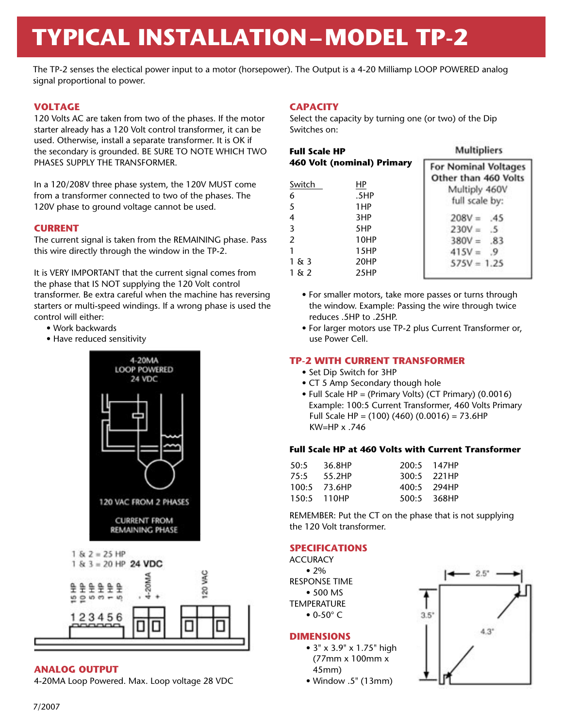# TYPICAL INSTALLATION – MODEL TP-2

The TP-2 senses the electical power input to a motor (horsepower). The Output is a 4-20 Milliamp LOOP POWERED analog signal proportional to power.

## VOLTAGE

120 Volts AC are taken from two of the phases. If the motor starter already has a 120 Volt control transformer, it can be used. Otherwise, install a separate transformer. It is OK if the secondary is grounded. BE SURE TO NOTE WHICH TWO PHASES SUPPLY THE TRANSFORMER.

In a 120/208V three phase system, the 120V MUST come from a transformer connected to two of the phases. The 120V phase to ground voltage cannot be used.

## CURRENT

The current signal is taken from the REMAINING phase. Pass this wire directly through the window in the TP-2.

It is VERY IMPORTANT that the current signal comes from the phase that IS NOT supplying the 120 Volt control transformer. Be extra careful when the machine has reversing starters or multi-speed windings. If a wrong phase is used the control will either:

- Work backwards
- Have reduced sensitivity

4-20MA
LOOP POWERED
24 VDC

120 VAC FROM 2 PHASES

CURRENT FROM
REMAINING PHASE

1 & 2 = 25 HP
1 & 3 = 20 HP 24 VDC

15 HP 10 HP 5 HP 3 HP 1 HP .5 HP

1 2 3 4 5 6

- 4-20MA +

120 VAC

## ANALOG OUTPUT

4-20MA Loop Powered. Max. Loop voltage 28 VDC

## CAPACITY

Select the capacity by turning one (or two) of the Dip Switches on:

**Full Scale HP**
**460 Volt (nominal) Primary**

| Switch | HP |
|---|---|
| 6 | .5HP |
| 5 | 1HP |
| 4 | 3HP |
| 3 | 5HP |
| 2 | 10HP |
| 1 | 15HP |
| 1 & 3 | 20HP |
| 1 & 2 | 25HP |

**Multipliers**

For Nominal Voltages Other than 460 Volts Multiply 460V full scale by:

| | |
|---|---|
| 208V = | .45 |
| 230V = | .5 |
| 380V = | .83 |
| 415V = | .9 |
| 575V = | 1.25 |

- For smaller motors, take more passes or turns through the window. Example: Passing the wire through twice reduces .5HP to .25HP.
- For larger motors use TP-2 plus Current Transformer or, use Power Cell.

## TP-2 WITH CURRENT TRANSFORMER

- Set Dip Switch for 3HP
- CT 5 Amp Secondary though hole
- Full Scale HP = (Primary Volts) (CT Primary) (0.0016)
  Example: 100:5 Current Transformer, 460 Volts Primary
  Full Scale HP = (100) (460) (0.0016) = 73.6HP
  KW=HP x .746

**Full Scale HP at 460 Volts with Current Transformer**

| | | | |
|---|---|---|---|
| 50:5 | 36.8HP | 200:5 | 147HP |
| 75:5 | 55.2HP | 300:5 | 221HP |
| 100:5 | 73.6HP | 400:5 | 294HP |
| 150:5 | 110HP | 500:5 | 368HP |

REMEMBER: Put the CT on the phase that is not supplying the 120 Volt transformer.

## SPECIFICATIONS

ACCURACY
- 2%

RESPONSE TIME
- 500 MS

TEMPERATURE
- 0-50° C

## DIMENSIONS

- 3" x 3.9" x 1.75" high (77mm x 100mm x 45mm)
- Window .5" (13mm)

2.5"
3.5"
4.3"

7/2007